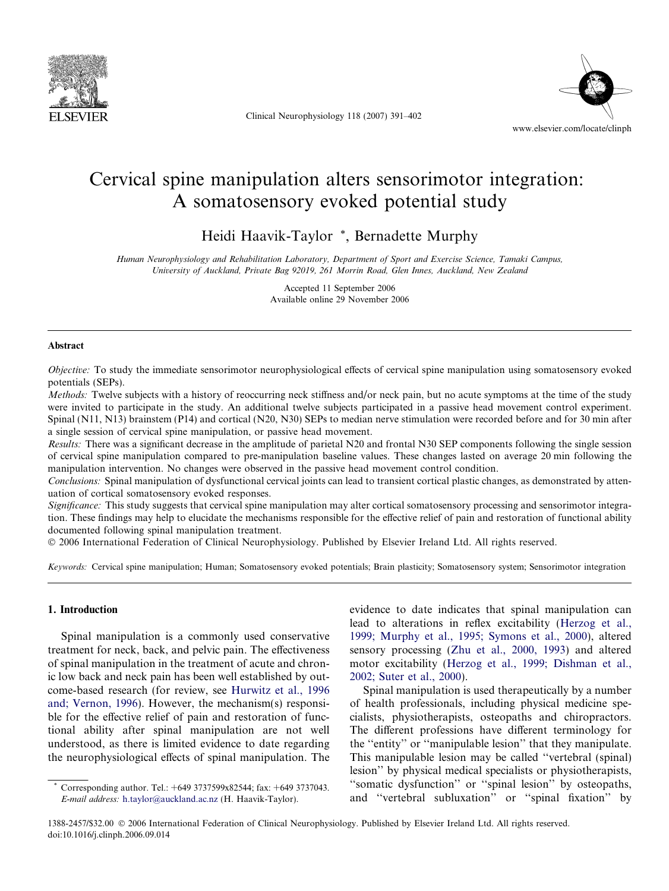# Cervical spine manipulation alters sensorimotor integration: A somatosensory evoked potential study

Heidi Haavik-Taylor *, Bernadette Murphy

*Human Neurophysiology and Rehabilitation Laboratory, Department of Sport and Exercise Science, Tamaki Campus, University of Auckland, Private Bag 92019, 261 Morrin Road, Glen Innes, Auckland, New Zealand*

Accepted 11 September 2006
Available online 29 November 2006

## Abstract

*Objective:* To study the immediate sensorimotor neurophysiological effects of cervical spine manipulation using somatosensory evoked potentials (SEPs).

*Methods:* Twelve subjects with a history of reoccurring neck stiffness and/or neck pain, but no acute symptoms at the time of the study were invited to participate in the study. An additional twelve subjects participated in a passive head movement control experiment. Spinal (N11, N13) brainstem (P14) and cortical (N20, N30) SEPs to median nerve stimulation were recorded before and for 30 min after a single session of cervical spine manipulation, or passive head movement.

*Results:* There was a significant decrease in the amplitude of parietal N20 and frontal N30 SEP components following the single session of cervical spine manipulation compared to pre-manipulation baseline values. These changes lasted on average 20 min following the manipulation intervention. No changes were observed in the passive head movement control condition.

*Conclusions:* Spinal manipulation of dysfunctional cervical joints can lead to transient cortical plastic changes, as demonstrated by attenuation of cortical somatosensory evoked responses.

*Significance:* This study suggests that cervical spine manipulation may alter cortical somatosensory processing and sensorimotor integration. These findings may help to elucidate the mechanisms responsible for the effective relief of pain and restoration of functional ability documented following spinal manipulation treatment.

© 2006 International Federation of Clinical Neurophysiology. Published by Elsevier Ireland Ltd. All rights reserved.

*Keywords:* Cervical spine manipulation; Human; Somatosensory evoked potentials; Brain plasticity; Somatosensory system; Sensorimotor integration

## 1. Introduction

Spinal manipulation is a commonly used conservative treatment for neck, back, and pelvic pain. The effectiveness of spinal manipulation in the treatment of acute and chronic low back and neck pain has been well established by outcome-based research (for review, see Hurwitz et al., 1996 and; Vernon, 1996). However, the mechanism(s) responsible for the effective relief of pain and restoration of functional ability after spinal manipulation are not well understood, as there is limited evidence to date regarding the neurophysiological effects of spinal manipulation. The evidence to date indicates that spinal manipulation can lead to alterations in reflex excitability (Herzog et al., 1999; Murphy et al., 1995; Symons et al., 2000), altered sensory processing (Zhu et al., 2000, 1993) and altered motor excitability (Herzog et al., 1999; Dishman et al., 2002; Suter et al., 2000).

Spinal manipulation is used therapeutically by a number of health professionals, including physical medicine specialists, physiotherapists, osteopaths and chiropractors. The different professions have different terminology for the ''entity'' or ''manipulable lesion'' that they manipulate. This manipulable lesion may be called ''vertebral (spinal) lesion'' by physical medical specialists or physiotherapists, ''somatic dysfunction'' or ''spinal lesion'' by osteopaths, and ''vertebral subluxation'' or ''spinal fixation'' by

* Corresponding author. Tel.: +649 3737599x82544; fax: +649 3737043. E-mail address: h.taylor@auckland.ac.nz (H. Haavik-Taylor).

1388-2457/$32.00 © 2006 International Federation of Clinical Neurophysiology. Published by Elsevier Ireland Ltd. All rights reserved.
doi:10.1016/j.clinph.2006.09.014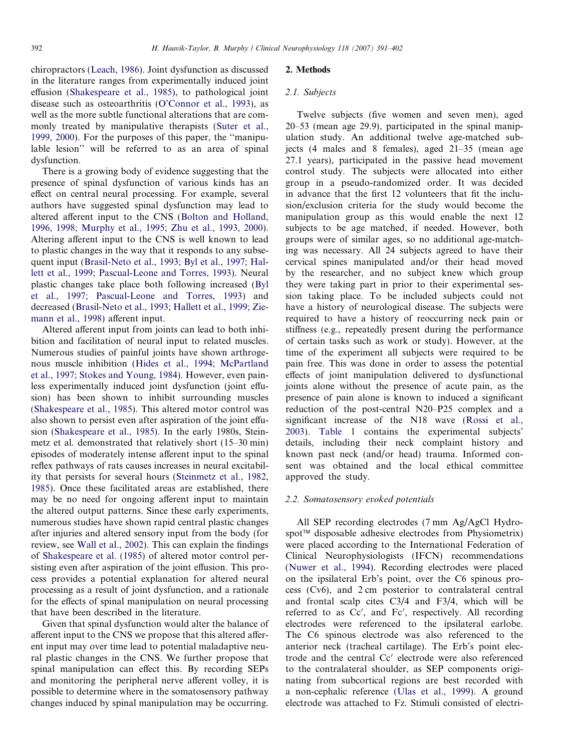chiropractors (Leach, 1986). Joint dysfunction as discussed in the literature ranges from experimentally induced joint effusion (Shakespeare et al., 1985), to pathological joint disease such as osteoarthritis (O'Connor et al., 1993), as well as the more subtle functional alterations that are commonly treated by manipulative therapists (Suter et al., 1999, 2000). For the purposes of this paper, the "manipulable lesion" will be referred to as an area of spinal dysfunction.

There is a growing body of evidence suggesting that the presence of spinal dysfunction of various kinds has an effect on central neural processing. For example, several authors have suggested spinal dysfunction may lead to altered afferent input to the CNS (Bolton and Holland, 1996, 1998; Murphy et al., 1995; Zhu et al., 1993, 2000). Altering afferent input to the CNS is well known to lead to plastic changes in the way that it responds to any subsequent input (Brasil-Neto et al., 1993; Byl et al., 1997; Hallett et al., 1999; Pascual-Leone and Torres, 1993). Neural plastic changes take place both following increased (Byl et al., 1997; Pascual-Leone and Torres, 1993) and decreased (Brasil-Neto et al., 1993; Hallett et al., 1999; Ziemann et al., 1998) afferent input.

Altered afferent input from joints can lead to both inhibition and facilitation of neural input to related muscles. Numerous studies of painful joints have shown arthrogenous muscle inhibition (Hides et al., 1994; McPartland et al., 1997; Stokes and Young, 1984). However, even painless experimentally induced joint dysfunction (joint effusion) has been shown to inhibit surrounding muscles (Shakespeare et al., 1985). This altered motor control was also shown to persist even after aspiration of the joint effusion (Shakespeare et al., 1985). In the early 1980s, Steinmetz et al. demonstrated that relatively short (15–30 min) episodes of moderately intense afferent input to the spinal reflex pathways of rats causes increases in neural excitability that persists for several hours (Steinmetz et al., 1982, 1985). Once these facilitated areas are established, there may be no need for ongoing afferent input to maintain the altered output patterns. Since these early experiments, numerous studies have shown rapid central plastic changes after injuries and altered sensory input from the body (for review, see Wall et al., 2002). This can explain the findings of Shakespeare et al. (1985) of altered motor control persisting even after aspiration of the joint effusion. This process provides a potential explanation for altered neural processing as a result of joint dysfunction, and a rationale for the effects of spinal manipulation on neural processing that have been described in the literature.

Given that spinal dysfunction would alter the balance of afferent input to the CNS we propose that this altered afferent input may over time lead to potential maladaptive neural plastic changes in the CNS. We further propose that spinal manipulation can effect this. By recording SEPs and monitoring the peripheral nerve afferent volley, it is possible to determine where in the somatosensory pathway changes induced by spinal manipulation may be occurring.

## 2. Methods

### 2.1. Subjects

Twelve subjects (five women and seven men), aged 20–53 (mean age 29.9), participated in the spinal manipulation study. An additional twelve age-matched subjects (4 males and 8 females), aged 21–35 (mean age 27.1 years), participated in the passive head movement control study. The subjects were allocated into either group in a pseudo-randomized order. It was decided in advance that the first 12 volunteers that fit the inclusion/exclusion criteria for the study would become the manipulation group as this would enable the next 12 subjects to be age matched, if needed. However, both groups were of similar ages, so no additional age-matching was necessary. All 24 subjects agreed to have their cervical spines manipulated and/or their head moved by the researcher, and no subject knew which group they were taking part in prior to their experimental session taking place. To be included subjects could not have a history of neurological disease. The subjects were required to have a history of reoccurring neck pain or stiffness (e.g., repeatedly present during the performance of certain tasks such as work or study). However, at the time of the experiment all subjects were required to be pain free. This was done in order to assess the potential effects of joint manipulation delivered to dysfunctional joints alone without the presence of acute pain, as the presence of pain alone is known to induced a significant reduction of the post-central N20–P25 complex and a significant increase of the N18 wave (Rossi et al., 2003). Table 1 contains the experimental subjects' details, including their neck complaint history and known past neck (and/or head) trauma. Informed consent was obtained and the local ethical committee approved the study.

### 2.2. Somatosensory evoked potentials

All SEP recording electrodes (7 mm Ag/AgCl Hydrospot™ disposable adhesive electrodes from Physiometrix) were placed according to the International Federation of Clinical Neurophysiologists (IFCN) recommendations (Nuwer et al., 1994). Recording electrodes were placed on the ipsilateral Erb's point, over the C6 spinous process (Cv6), and 2 cm posterior to contralateral central and frontal scalp cites C3/4 and F3/4, which will be referred to as Cc′, and Fc′, respectively. All recording electrodes were referenced to the ipsilateral earlobe. The C6 spinous electrode was also referenced to the anterior neck (tracheal cartilage). The Erb's point electrode and the central Cc′ electrode were also referenced to the contralateral shoulder, as SEP components originating from subcortical regions are best recorded with a non-cephalic reference (Ulas et al., 1999). A ground electrode was attached to Fz. Stimuli consisted of electri-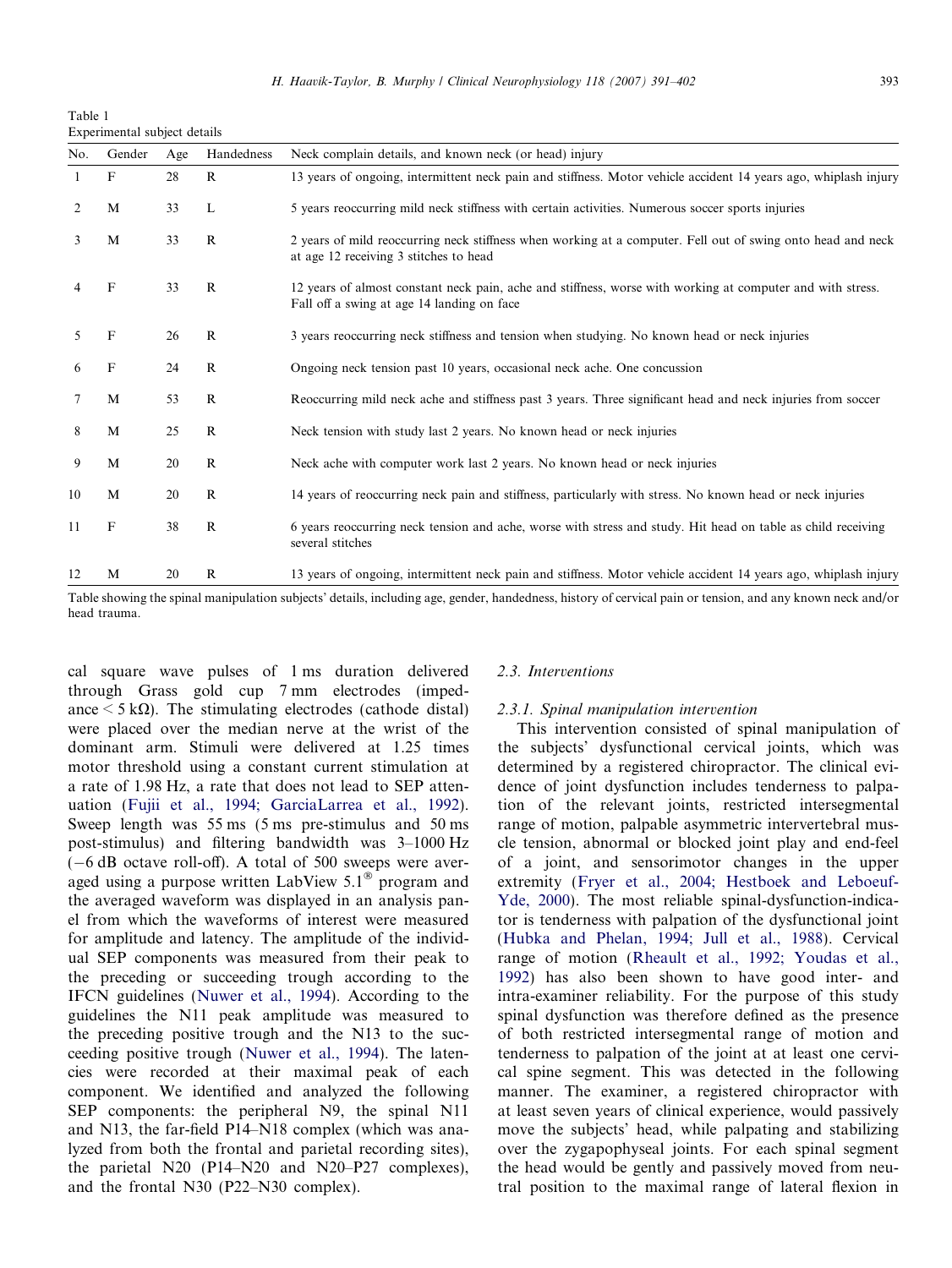Table 1
Experimental subject details

| No. | Gender | Age | Handedness | Neck complain details, and known neck (or head) injury |
|---|---|---|---|---|
| 1 | F | 28 | R | 13 years of ongoing, intermittent neck pain and stiffness. Motor vehicle accident 14 years ago, whiplash injury |
| 2 | M | 33 | L | 5 years reoccurring mild neck stiffness with certain activities. Numerous soccer sports injuries |
| 3 | M | 33 | R | 2 years of mild reoccurring neck stiffness when working at a computer. Fell out of swing onto head and neck at age 12 receiving 3 stitches to head |
| 4 | F | 33 | R | 12 years of almost constant neck pain, ache and stiffness, worse with working at computer and with stress. Fall off a swing at age 14 landing on face |
| 5 | F | 26 | R | 3 years reoccurring neck stiffness and tension when studying. No known head or neck injuries |
| 6 | F | 24 | R | Ongoing neck tension past 10 years, occasional neck ache. One concussion |
| 7 | M | 53 | R | Reoccurring mild neck ache and stiffness past 3 years. Three significant head and neck injuries from soccer |
| 8 | M | 25 | R | Neck tension with study last 2 years. No known head or neck injuries |
| 9 | M | 20 | R | Neck ache with computer work last 2 years. No known head or neck injuries |
| 10 | M | 20 | R | 14 years of reoccurring neck pain and stiffness, particularly with stress. No known head or neck injuries |
| 11 | F | 38 | R | 6 years reoccurring neck tension and ache, worse with stress and study. Hit head on table as child receiving several stitches |
| 12 | M | 20 | R | 13 years of ongoing, intermittent neck pain and stiffness. Motor vehicle accident 14 years ago, whiplash injury |

Table showing the spinal manipulation subjects' details, including age, gender, handedness, history of cervical pain or tension, and any known neck and/or head trauma.

cal square wave pulses of 1 ms duration delivered through Grass gold cup 7 mm electrodes (impedance < 5 kΩ). The stimulating electrodes (cathode distal) were placed over the median nerve at the wrist of the dominant arm. Stimuli were delivered at 1.25 times motor threshold using a constant current stimulation at a rate of 1.98 Hz, a rate that does not lead to SEP attenuation (Fujii et al., 1994; GarciaLarrea et al., 1992). Sweep length was 55 ms (5 ms pre-stimulus and 50 ms post-stimulus) and filtering bandwidth was 3–1000 Hz (−6 dB octave roll-off). A total of 500 sweeps were averaged using a purpose written LabView 5.1® program and the averaged waveform was displayed in an analysis panel from which the waveforms of interest were measured for amplitude and latency. The amplitude of the individual SEP components was measured from their peak to the preceding or succeeding trough according to the IFCN guidelines (Nuwer et al., 1994). According to the guidelines the N11 peak amplitude was measured to the preceding positive trough and the N13 to the succeeding positive trough (Nuwer et al., 1994). The latencies were recorded at their maximal peak of each component. We identified and analyzed the following SEP components: the peripheral N9, the spinal N11 and N13, the far-field P14–N18 complex (which was analyzed from both the frontal and parietal recording sites), the parietal N20 (P14–N20 and N20–P27 complexes), and the frontal N30 (P22–N30 complex).

### 2.3. Interventions

#### 2.3.1. Spinal manipulation intervention

This intervention consisted of spinal manipulation of the subjects' dysfunctional cervical joints, which was determined by a registered chiropractor. The clinical evidence of joint dysfunction includes tenderness to palpation of the relevant joints, restricted intersegmental range of motion, palpable asymmetric intervertebral muscle tension, abnormal or blocked joint play and end-feel of a joint, and sensorimotor changes in the upper extremity (Fryer et al., 2004; Hestboek and Leboeuf-Yde, 2000). The most reliable spinal-dysfunction-indicator is tenderness with palpation of the dysfunctional joint (Hubka and Phelan, 1994; Jull et al., 1988). Cervical range of motion (Rheault et al., 1992; Youdas et al., 1992) has also been shown to have good inter- and intra-examiner reliability. For the purpose of this study spinal dysfunction was therefore defined as the presence of both restricted intersegmental range of motion and tenderness to palpation of the joint at at least one cervical spine segment. This was detected in the following manner. The examiner, a registered chiropractor with at least seven years of clinical experience, would passively move the subjects' head, while palpating and stabilizing over the zygapophyseal joints. For each spinal segment the head would be gently and passively moved from neutral position to the maximal range of lateral flexion in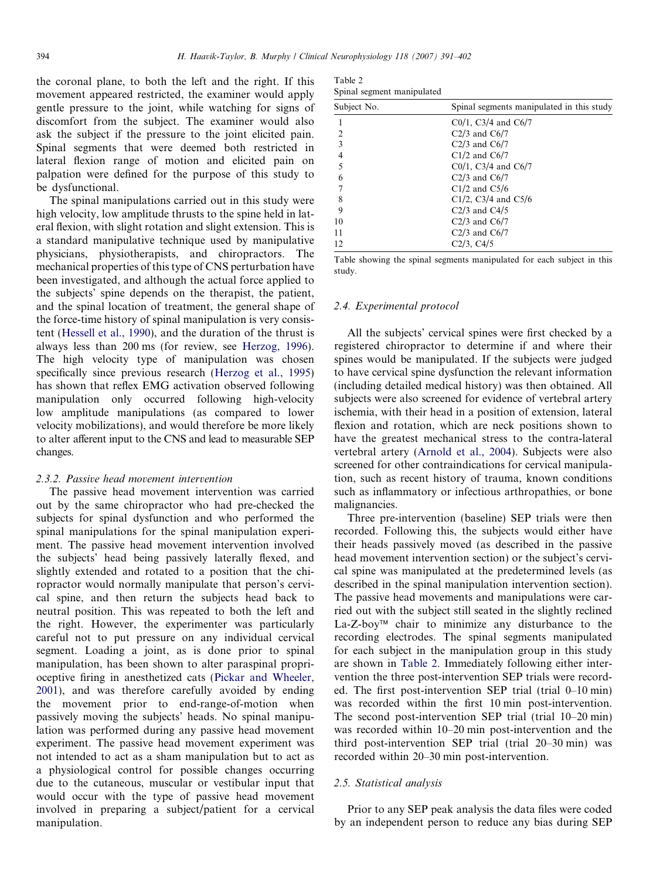the coronal plane, to both the left and the right. If this movement appeared restricted, the examiner would apply gentle pressure to the joint, while watching for signs of discomfort from the subject. The examiner would also ask the subject if the pressure to the joint elicited pain. Spinal segments that were deemed both restricted in lateral flexion range of motion and elicited pain on palpation were defined for the purpose of this study to be dysfunctional.

The spinal manipulations carried out in this study were high velocity, low amplitude thrusts to the spine held in lateral flexion, with slight rotation and slight extension. This is a standard manipulative technique used by manipulative physicians, physiotherapists, and chiropractors. The mechanical properties of this type of CNS perturbation have been investigated, and although the actual force applied to the subjects' spine depends on the therapist, the patient, and the spinal location of treatment, the general shape of the force-time history of spinal manipulation is very consistent (Hessell et al., 1990), and the duration of the thrust is always less than 200 ms (for review, see Herzog, 1996). The high velocity type of manipulation was chosen specifically since previous research (Herzog et al., 1995) has shown that reflex EMG activation observed following manipulation only occurred following high-velocity low amplitude manipulations (as compared to lower velocity mobilizations), and would therefore be more likely to alter afferent input to the CNS and lead to measurable SEP changes.

#### 2.3.2. Passive head movement intervention

The passive head movement intervention was carried out by the same chiropractor who had pre-checked the subjects for spinal dysfunction and who performed the spinal manipulations for the spinal manipulation experiment. The passive head movement intervention involved the subjects' head being passively laterally flexed, and slightly extended and rotated to a position that the chiropractor would normally manipulate that person's cervical spine, and then return the subjects head back to neutral position. This was repeated to both the left and the right. However, the experimenter was particularly careful not to put pressure on any individual cervical segment. Loading a joint, as is done prior to spinal manipulation, has been shown to alter paraspinal proprioceptive firing in anesthetized cats (Pickar and Wheeler, 2001), and was therefore carefully avoided by ending the movement prior to end-range-of-motion when passively moving the subjects' heads. No spinal manipulation was performed during any passive head movement experiment. The passive head movement experiment was not intended to act as a sham manipulation but to act as a physiological control for possible changes occurring due to the cutaneous, muscular or vestibular input that would occur with the type of passive head movement involved in preparing a subject/patient for a cervical manipulation.

Table 2
Spinal segment manipulated

| Subject No. | Spinal segments manipulated in this study |
|---|---|
| 1 | C0/1, C3/4 and C6/7 |
| 2 | C2/3 and C6/7 |
| 3 | C2/3 and C6/7 |
| 4 | C1/2 and C6/7 |
| 5 | C0/1, C3/4 and C6/7 |
| 6 | C2/3 and C6/7 |
| 7 | C1/2 and C5/6 |
| 8 | C1/2, C3/4 and C5/6 |
| 9 | C2/3 and C4/5 |
| 10 | C2/3 and C6/7 |
| 11 | C2/3 and C6/7 |
| 12 | C2/3, C4/5 |

Table showing the spinal segments manipulated for each subject in this study.

### 2.4. Experimental protocol

All the subjects' cervical spines were first checked by a registered chiropractor to determine if and where their spines would be manipulated. If the subjects were judged to have cervical spine dysfunction the relevant information (including detailed medical history) was then obtained. All subjects were also screened for evidence of vertebral artery ischemia, with their head in a position of extension, lateral flexion and rotation, which are neck positions shown to have the greatest mechanical stress to the contra-lateral vertebral artery (Arnold et al., 2004). Subjects were also screened for other contraindications for cervical manipulation, such as recent history of trauma, known conditions such as inflammatory or infectious arthropathies, or bone malignancies.

Three pre-intervention (baseline) SEP trials were then recorded. Following this, the subjects would either have their heads passively moved (as described in the passive head movement intervention section) or the subject's cervical spine was manipulated at the predetermined levels (as described in the spinal manipulation intervention section). The passive head movements and manipulations were carried out with the subject still seated in the slightly reclined La-Z-boy™ chair to minimize any disturbance to the recording electrodes. The spinal segments manipulated for each subject in the manipulation group in this study are shown in Table 2. Immediately following either intervention the three post-intervention SEP trials were recorded. The first post-intervention SEP trial (trial 0–10 min) was recorded within the first 10 min post-intervention. The second post-intervention SEP trial (trial 10–20 min) was recorded within 10–20 min post-intervention and the third post-intervention SEP trial (trial 20–30 min) was recorded within 20–30 min post-intervention.

### 2.5. Statistical analysis

Prior to any SEP peak analysis the data files were coded by an independent person to reduce any bias during SEP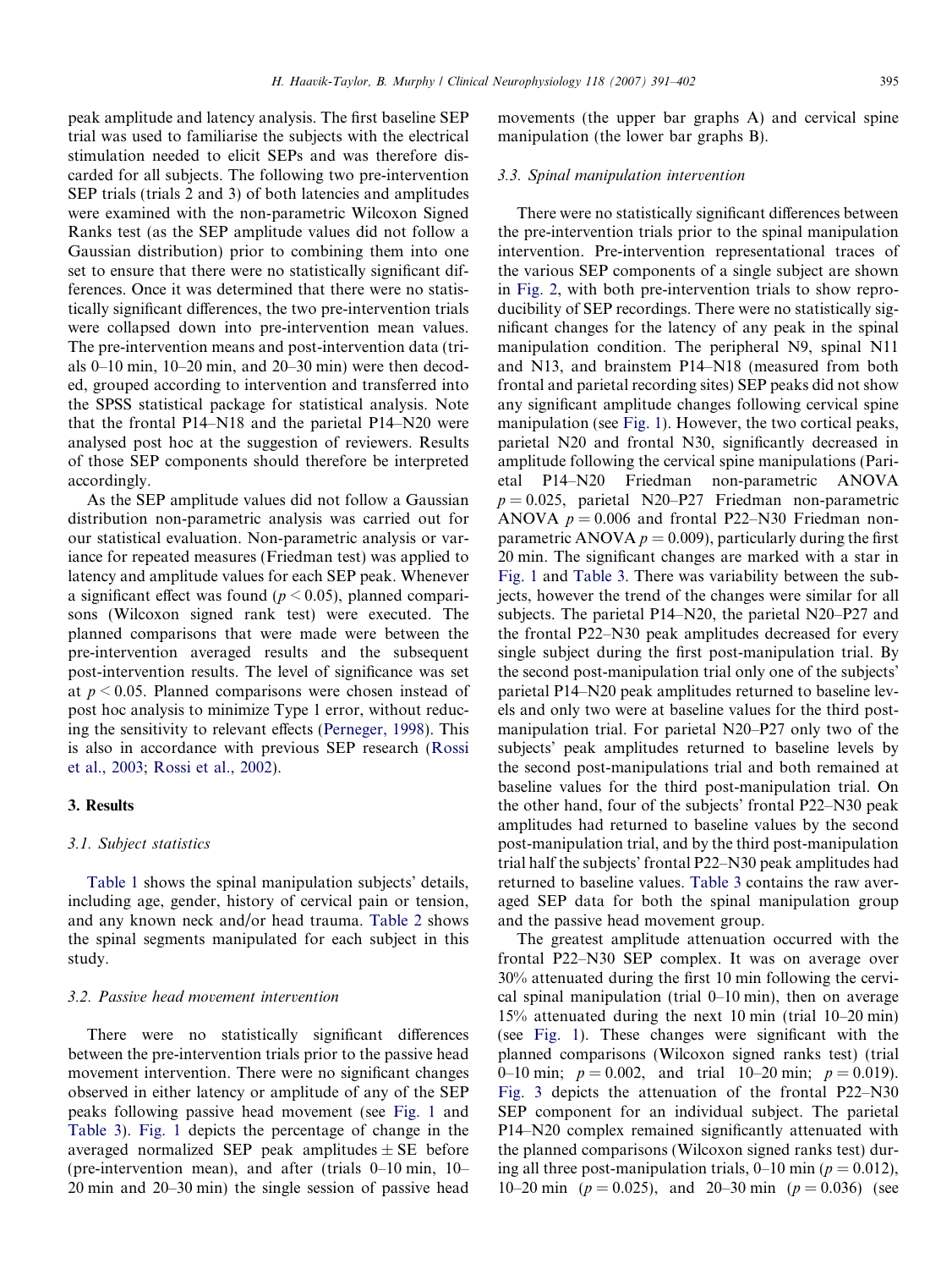peak amplitude and latency analysis. The first baseline SEP trial was used to familiarise the subjects with the electrical stimulation needed to elicit SEPs and was therefore discarded for all subjects. The following two pre-intervention SEP trials (trials 2 and 3) of both latencies and amplitudes were examined with the non-parametric Wilcoxon Signed Ranks test (as the SEP amplitude values did not follow a Gaussian distribution) prior to combining them into one set to ensure that there were no statistically significant differences. Once it was determined that there were no statistically significant differences, the two pre-intervention trials were collapsed down into pre-intervention mean values. The pre-intervention means and post-intervention data (trials 0–10 min, 10–20 min, and 20–30 min) were then decoded, grouped according to intervention and transferred into the SPSS statistical package for statistical analysis. Note that the frontal P14–N18 and the parietal P14–N20 were analysed post hoc at the suggestion of reviewers. Results of those SEP components should therefore be interpreted accordingly.

As the SEP amplitude values did not follow a Gaussian distribution non-parametric analysis was carried out for our statistical evaluation. Non-parametric analysis or variance for repeated measures (Friedman test) was applied to latency and amplitude values for each SEP peak. Whenever a significant effect was found ($p < 0.05$), planned comparisons (Wilcoxon signed rank test) were executed. The planned comparisons that were made were between the pre-intervention averaged results and the subsequent post-intervention results. The level of significance was set at $p < 0.05$. Planned comparisons were chosen instead of post hoc analysis to minimize Type 1 error, without reducing the sensitivity to relevant effects (Perneger, 1998). This is also in accordance with previous SEP research (Rossi et al., 2003; Rossi et al., 2002).

## 3. Results

### 3.1. Subject statistics

Table 1 shows the spinal manipulation subjects' details, including age, gender, history of cervical pain or tension, and any known neck and/or head trauma. Table 2 shows the spinal segments manipulated for each subject in this study.

### 3.2. Passive head movement intervention

There were no statistically significant differences between the pre-intervention trials prior to the passive head movement intervention. There were no significant changes observed in either latency or amplitude of any of the SEP peaks following passive head movement (see Fig. 1 and Table 3). Fig. 1 depicts the percentage of change in the averaged normalized SEP peak amplitudes $\pm$ SE before (pre-intervention mean), and after (trials 0–10 min, 10–20 min and 20–30 min) the single session of passive head movements (the upper bar graphs A) and cervical spine manipulation (the lower bar graphs B).

### 3.3. Spinal manipulation intervention

There were no statistically significant differences between the pre-intervention trials prior to the spinal manipulation intervention. Pre-intervention representational traces of the various SEP components of a single subject are shown in Fig. 2, with both pre-intervention trials to show reproducibility of SEP recordings. There were no statistically significant changes for the latency of any peak in the spinal manipulation condition. The peripheral N9, spinal N11 and N13, and brainstem P14–N18 (measured from both frontal and parietal recording sites) SEP peaks did not show any significant amplitude changes following cervical spine manipulation (see Fig. 1). However, the two cortical peaks, parietal N20 and frontal N30, significantly decreased in amplitude following the cervical spine manipulations (Parietal P14–N20 Friedman non-parametric ANOVA $p = 0.025$, parietal N20–P27 Friedman non-parametric ANOVA $p = 0.006$ and frontal P22–N30 Friedman non-parametric ANOVA $p = 0.009$), particularly during the first 20 min. The significant changes are marked with a star in Fig. 1 and Table 3. There was variability between the subjects, however the trend of the changes were similar for all subjects. The parietal P14–N20, the parietal N20–P27 and the frontal P22–N30 peak amplitudes decreased for every single subject during the first post-manipulation trial. By the second post-manipulation trial only one of the subjects' parietal P14–N20 peak amplitudes returned to baseline levels and only two were at baseline values for the third post-manipulation trial. For parietal N20–P27 only two of the subjects' peak amplitudes returned to baseline levels by the second post-manipulations trial and both remained at baseline values for the third post-manipulation trial. On the other hand, four of the subjects' frontal P22–N30 peak amplitudes had returned to baseline values by the second post-manipulation trial, and by the third post-manipulation trial half the subjects' frontal P22–N30 peak amplitudes had returned to baseline values. Table 3 contains the raw averaged SEP data for both the spinal manipulation group and the passive head movement group.

The greatest amplitude attenuation occurred with the frontal P22–N30 SEP complex. It was on average over 30% attenuated during the first 10 min following the cervical spinal manipulation (trial 0–10 min), then on average 15% attenuated during the next 10 min (trial 10–20 min) (see Fig. 1). These changes were significant with the planned comparisons (Wilcoxon signed ranks test) (trial 0–10 min; $p = 0.002$, and trial 10–20 min; $p = 0.019$). Fig. 3 depicts the attenuation of the frontal P22–N30 SEP component for an individual subject. The parietal P14–N20 complex remained significantly attenuated with the planned comparisons (Wilcoxon signed ranks test) during all three post-manipulation trials, 0–10 min ($p = 0.012$), 10–20 min ($p = 0.025$), and 20–30 min ($p = 0.036$) (see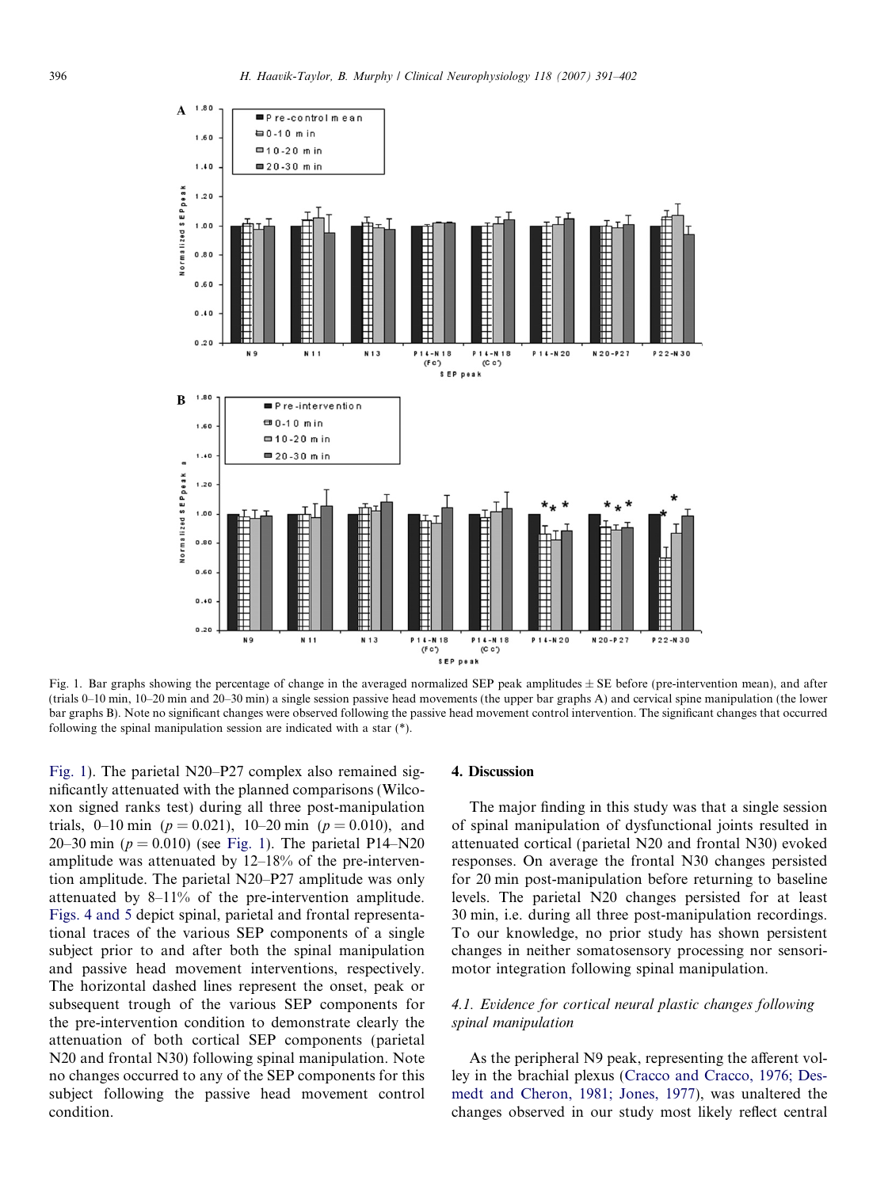Fig. 1. Bar graphs showing the percentage of change in the averaged normalized SEP peak amplitudes ± SE before (pre-intervention mean), and after (trials 0–10 min, 10–20 min and 20–30 min) a single session passive head movements (the upper bar graphs A) and cervical spine manipulation (the lower bar graphs B). Note no significant changes were observed following the passive head movement control intervention. The significant changes that occurred following the spinal manipulation session are indicated with a star (*).

Fig. 1). The parietal N20–P27 complex also remained significantly attenuated with the planned comparisons (Wilcoxon signed ranks test) during all three post-manipulation trials, 0–10 min ($p = 0.021$), 10–20 min ($p = 0.010$), and 20–30 min ($p = 0.010$) (see Fig. 1). The parietal P14–N20 amplitude was attenuated by 12–18% of the pre-intervention amplitude. The parietal N20–P27 amplitude was only attenuated by 8–11% of the pre-intervention amplitude. Figs. 4 and 5 depict spinal, parietal and frontal representational traces of the various SEP components of a single subject prior to and after both the spinal manipulation and passive head movement interventions, respectively. The horizontal dashed lines represent the onset, peak or subsequent trough of the various SEP components for the pre-intervention condition to demonstrate clearly the attenuation of both cortical SEP components (parietal N20 and frontal N30) following spinal manipulation. Note no changes occurred to any of the SEP components for this subject following the passive head movement control condition.

## 4. Discussion

The major finding in this study was that a single session of spinal manipulation of dysfunctional joints resulted in attenuated cortical (parietal N20 and frontal N30) evoked responses. On average the frontal N30 changes persisted for 20 min post-manipulation before returning to baseline levels. The parietal N20 changes persisted for at least 30 min, i.e. during all three post-manipulation recordings. To our knowledge, no prior study has shown persistent changes in neither somatosensory processing nor sensorimotor integration following spinal manipulation.

### *4.1. Evidence for cortical neural plastic changes following spinal manipulation*

As the peripheral N9 peak, representing the afferent volley in the brachial plexus (Cracco and Cracco, 1976; Desmedt and Cheron, 1981; Jones, 1977), was unaltered the changes observed in our study most likely reflect central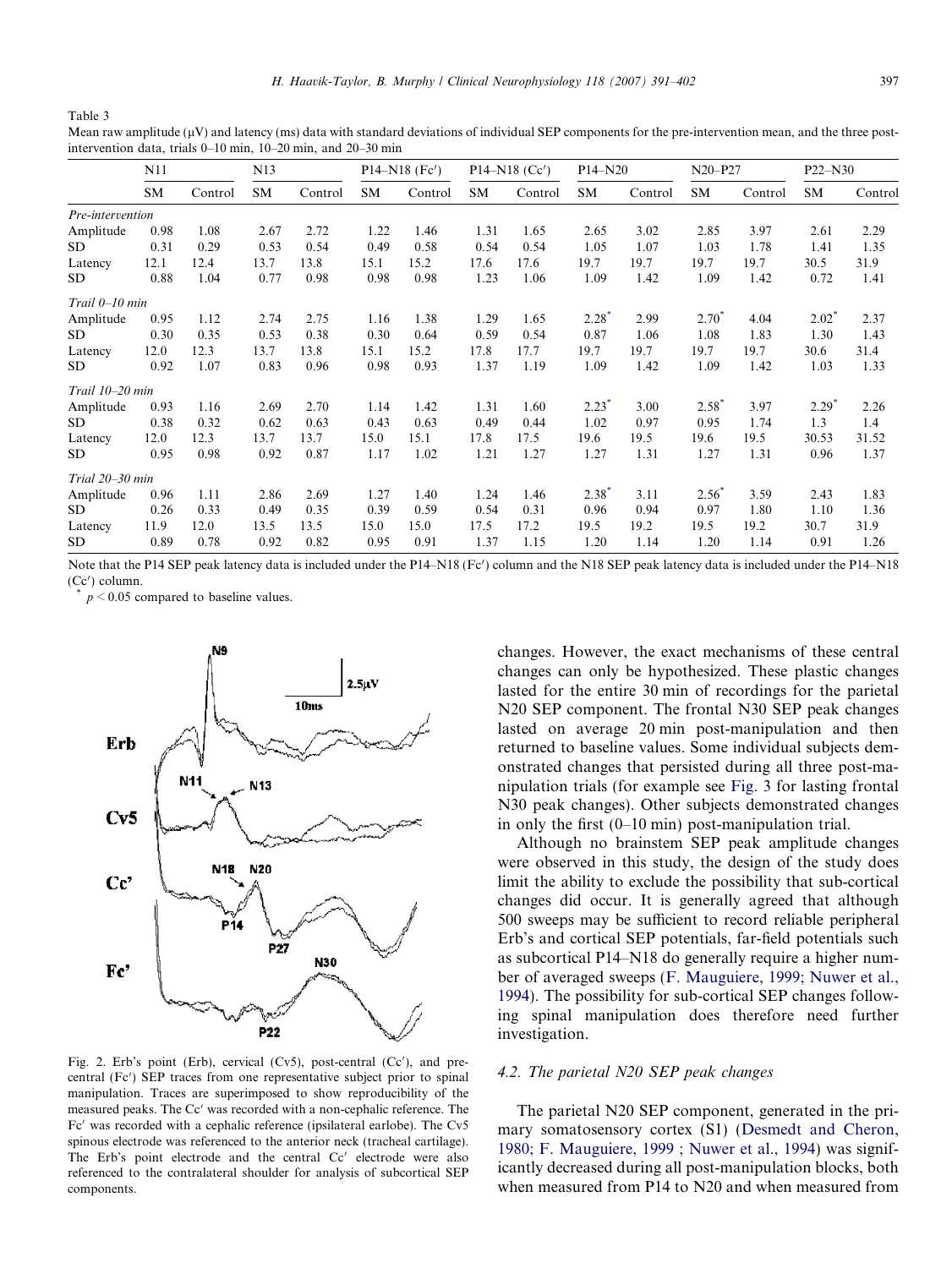Table 3

Mean raw amplitude (μV) and latency (ms) data with standard deviations of individual SEP components for the pre-intervention mean, and the three post-intervention data, trials 0–10 min, 10–20 min, and 20–30 min

| | N11 | | N13 | | P14–N18 (Fc′) | | P14–N18 (Cc′) | | P14–N20 | | N20–P27 | | P22–N30 | |
|---|---|---|---|---|---|---|---|---|---|---|---|---|---|---|
| | SM | Control | SM | Control | SM | Control | SM | Control | SM | Control | SM | Control | SM | Control |
| *Pre-intervention* | | | | | | | | | | | | | | |
| Amplitude | 0.98 | 1.08 | 2.67 | 2.72 | 1.22 | 1.46 | 1.31 | 1.65 | 2.65 | 3.02 | 2.85 | 3.97 | 2.61 | 2.29 |
| SD | 0.31 | 0.29 | 0.53 | 0.54 | 0.49 | 0.58 | 0.54 | 0.54 | 1.05 | 1.07 | 1.03 | 1.78 | 1.41 | 1.35 |
| Latency | 12.1 | 12.4 | 13.7 | 13.8 | 15.1 | 15.2 | 17.6 | 17.6 | 19.7 | 19.7 | 19.7 | 19.7 | 30.5 | 31.9 |
| SD | 0.88 | 1.04 | 0.77 | 0.98 | 0.98 | 0.98 | 1.23 | 1.06 | 1.09 | 1.42 | 1.09 | 1.42 | 0.72 | 1.41 |
| *Trail 0–10 min* | | | | | | | | | | | | | | |
| Amplitude | 0.95 | 1.12 | 2.74 | 2.75 | 1.16 | 1.38 | 1.29 | 1.65 | 2.28* | 2.99 | 2.70* | 4.04 | 2.02* | 2.37 |
| SD | 0.30 | 0.35 | 0.53 | 0.38 | 0.30 | 0.64 | 0.59 | 0.54 | 0.87 | 1.06 | 1.08 | 1.83 | 1.30 | 1.43 |
| Latency | 12.0 | 12.3 | 13.7 | 13.8 | 15.1 | 15.2 | 17.8 | 17.7 | 19.7 | 19.7 | 19.7 | 19.7 | 30.6 | 31.4 |
| SD | 0.92 | 1.07 | 0.83 | 0.96 | 0.98 | 0.93 | 1.37 | 1.19 | 1.09 | 1.42 | 1.09 | 1.42 | 1.03 | 1.33 |
| *Trail 10–20 min* | | | | | | | | | | | | | | |
| Amplitude | 0.93 | 1.16 | 2.69 | 2.70 | 1.14 | 1.42 | 1.31 | 1.60 | 2.23* | 3.00 | 2.58* | 3.97 | 2.29* | 2.26 |
| SD | 0.38 | 0.32 | 0.62 | 0.63 | 0.43 | 0.63 | 0.49 | 0.44 | 1.02 | 0.97 | 0.95 | 1.74 | 1.3 | 1.4 |
| Latency | 12.0 | 12.3 | 13.7 | 13.7 | 15.0 | 15.1 | 17.8 | 17.5 | 19.6 | 19.5 | 19.6 | 19.5 | 30.53 | 31.52 |
| SD | 0.95 | 0.98 | 0.92 | 0.87 | 1.17 | 1.02 | 1.21 | 1.27 | 1.27 | 1.31 | 1.27 | 1.31 | 0.96 | 1.37 |
| *Trial 20–30 min* | | | | | | | | | | | | | | |
| Amplitude | 0.96 | 1.11 | 2.86 | 2.69 | 1.27 | 1.40 | 1.24 | 1.46 | 2.38* | 3.11 | 2.56* | 3.59 | 2.43 | 1.83 |
| SD | 0.26 | 0.33 | 0.49 | 0.35 | 0.39 | 0.59 | 0.54 | 0.31 | 0.96 | 0.94 | 0.97 | 1.80 | 1.10 | 1.36 |
| Latency | 11.9 | 12.0 | 13.5 | 13.5 | 15.0 | 15.0 | 17.5 | 17.2 | 19.5 | 19.2 | 19.5 | 19.2 | 30.7 | 31.9 |
| SD | 0.89 | 0.78 | 0.92 | 0.82 | 0.95 | 0.91 | 1.37 | 1.15 | 1.20 | 1.14 | 1.20 | 1.14 | 0.91 | 1.26 |

Note that the P14 SEP peak latency data is included under the P14–N18 (Fc′) column and the N18 SEP peak latency data is included under the P14–N18 (Cc′) column.

\* $p < 0.05$ compared to baseline values.

Fig. 2. Erb's point (Erb), cervical (Cv5), post-central (Cc′), and pre-central (Fc′) SEP traces from one representative subject prior to spinal manipulation. Traces are superimposed to show reproducibility of the measured peaks. The Cc′ was recorded with a non-cephalic reference. The Fc′ was recorded with a cephalic reference (ipsilateral earlobe). The Cv5 spinous electrode was referenced to the anterior neck (tracheal cartilage). The Erb's point electrode and the central Cc′ electrode were also referenced to the contralateral shoulder for analysis of subcortical SEP components.

changes. However, the exact mechanisms of these central changes can only be hypothesized. These plastic changes lasted for the entire 30 min of recordings for the parietal N20 SEP component. The frontal N30 SEP peak changes lasted on average 20 min post-manipulation and then returned to baseline values. Some individual subjects demonstrated changes that persisted during all three post-manipulation trials (for example see Fig. 3 for lasting frontal N30 peak changes). Other subjects demonstrated changes in only the first (0–10 min) post-manipulation trial.

Although no brainstem SEP peak amplitude changes were observed in this study, the design of the study does limit the ability to exclude the possibility that sub-cortical changes did occur. It is generally agreed that although 500 sweeps may be sufficient to record reliable peripheral Erb's and cortical SEP potentials, far-field potentials such as subcortical P14–N18 do generally require a higher number of averaged sweeps (F. Mauguiere, 1999; Nuwer et al., 1994). The possibility for sub-cortical SEP changes following spinal manipulation does therefore need further investigation.

### 4.2. The parietal N20 SEP peak changes

The parietal N20 SEP component, generated in the primary somatosensory cortex (S1) (Desmedt and Cheron, 1980; F. Mauguiere, 1999 ; Nuwer et al., 1994) was significantly decreased during all post-manipulation blocks, both when measured from P14 to N20 and when measured from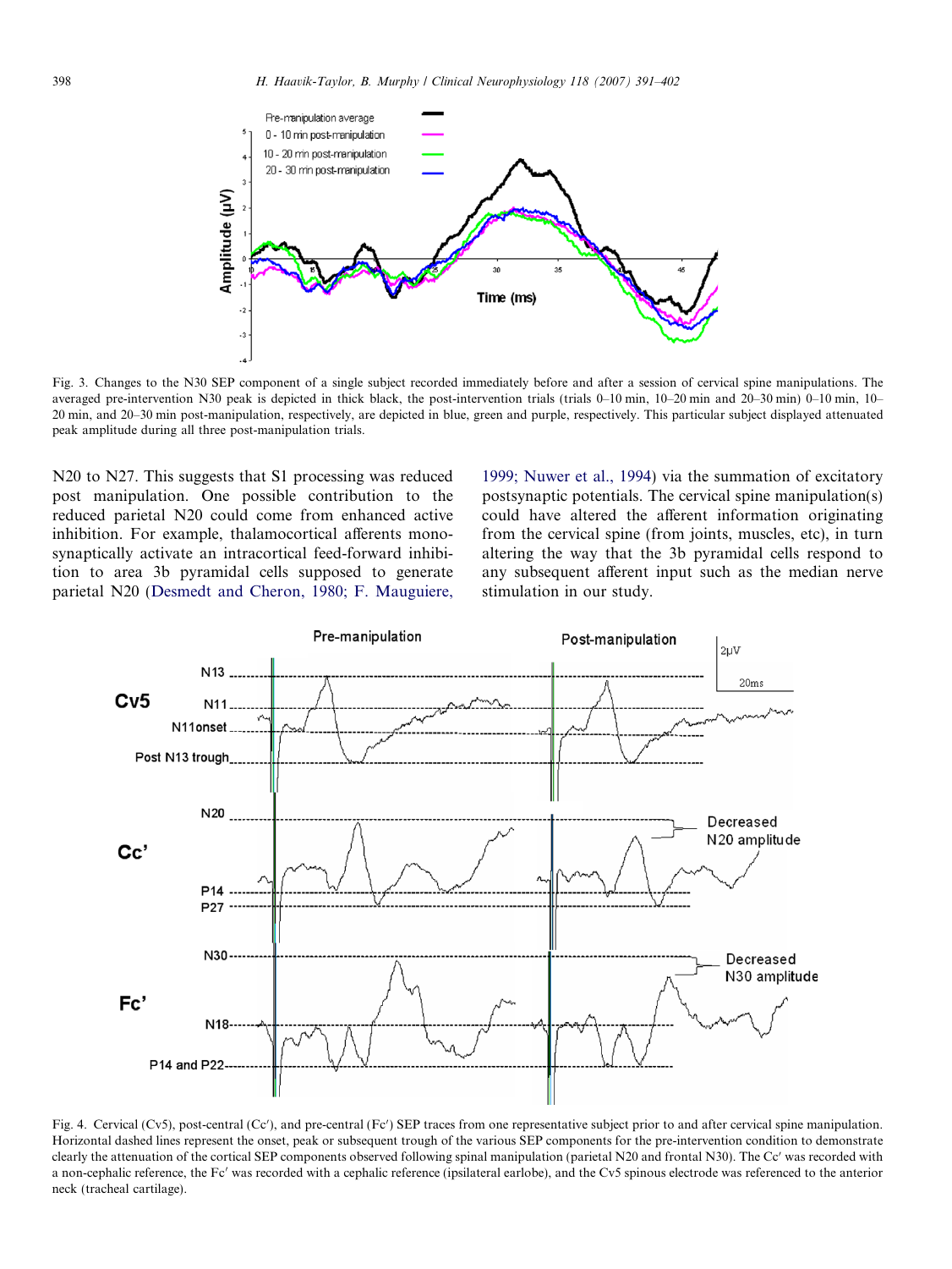Fig. 3. Changes to the N30 SEP component of a single subject recorded immediately before and after a session of cervical spine manipulations. The averaged pre-intervention N30 peak is depicted in thick black, the post-intervention trials (trials 0–10 min, 10–20 min and 20–30 min) 0–10 min, 10–20 min, and 20–30 min post-manipulation, respectively, are depicted in blue, green and purple, respectively. This particular subject displayed attenuated peak amplitude during all three post-manipulation trials.

N20 to N27. This suggests that S1 processing was reduced post manipulation. One possible contribution to the reduced parietal N20 could come from enhanced active inhibition. For example, thalamocortical afferents monosynaptically activate an intracortical feed-forward inhibition to area 3b pyramidal cells supposed to generate parietal N20 (Desmedt and Cheron, 1980; F. Mauguiere, 1999; Nuwer et al., 1994) via the summation of excitatory postsynaptic potentials. The cervical spine manipulation(s) could have altered the afferent information originating from the cervical spine (from joints, muscles, etc), in turn altering the way that the 3b pyramidal cells respond to any subsequent afferent input such as the median nerve stimulation in our study.

Fig. 4. Cervical (Cv5), post-central (Cc′), and pre-central (Fc′) SEP traces from one representative subject prior to and after cervical spine manipulation. Horizontal dashed lines represent the onset, peak or subsequent trough of the various SEP components for the pre-intervention condition to demonstrate clearly the attenuation of the cortical SEP components observed following spinal manipulation (parietal N20 and frontal N30). The Cc′ was recorded with a non-cephalic reference, the Fc′ was recorded with a cephalic reference (ipsilateral earlobe), and the Cv5 spinous electrode was referenced to the anterior neck (tracheal cartilage).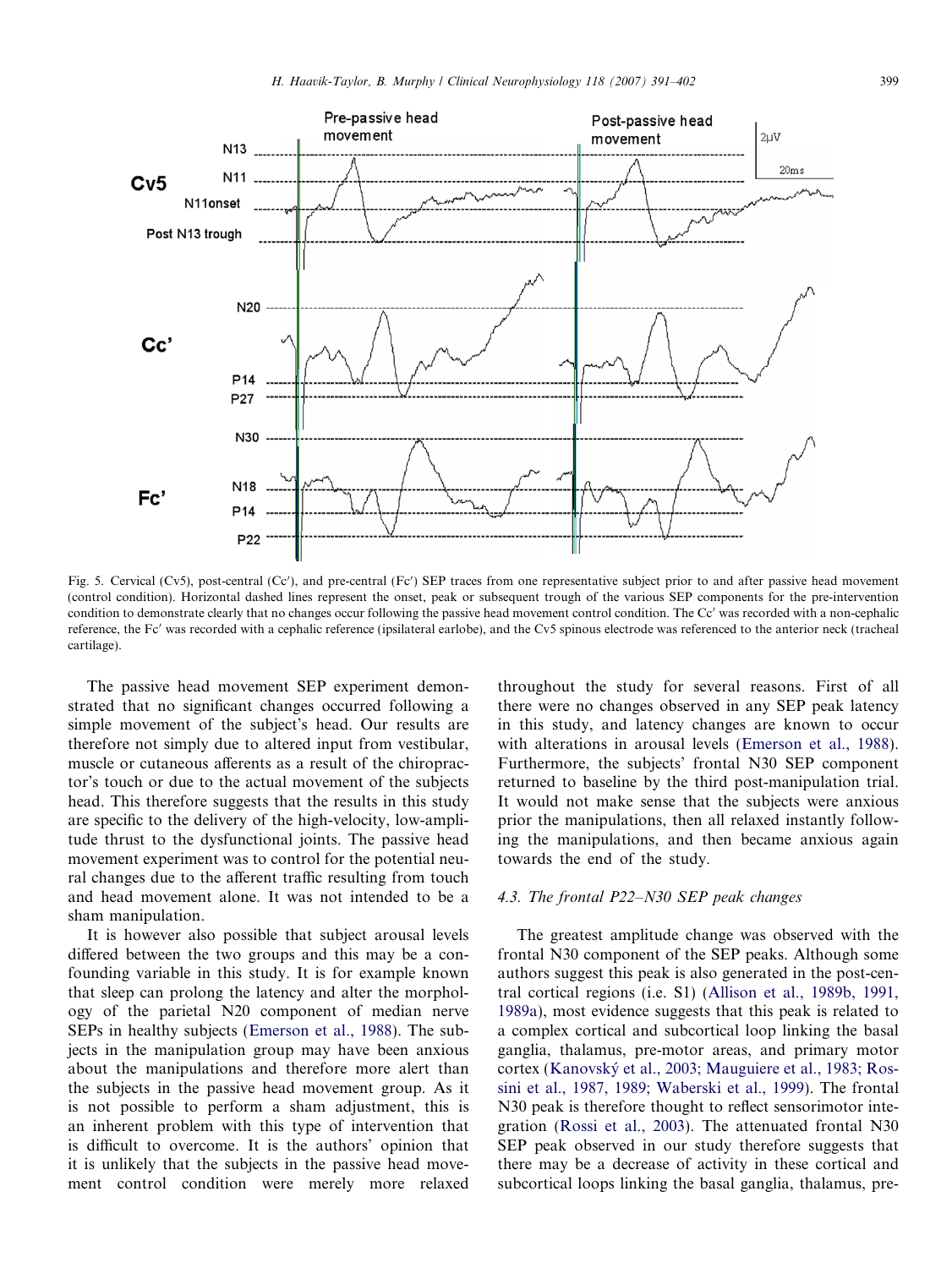Pre-passive head movement

Post-passive head movement

2μV

20ms

Cv5

N13

N11

N11onset

Post N13 trough

Cc'

N20

P14

P27

Fc'

N30

N18

P14

P22

Fig. 5. Cervical (Cv5), post-central (Cc′), and pre-central (Fc′) SEP traces from one representative subject prior to and after passive head movement (control condition). Horizontal dashed lines represent the onset, peak or subsequent trough of the various SEP components for the pre-intervention condition to demonstrate clearly that no changes occur following the passive head movement control condition. The Cc′ was recorded with a non-cephalic reference, the Fc′ was recorded with a cephalic reference (ipsilateral earlobe), and the Cv5 spinous electrode was referenced to the anterior neck (tracheal cartilage).

The passive head movement SEP experiment demonstrated that no significant changes occurred following a simple movement of the subject's head. Our results are therefore not simply due to altered input from vestibular, muscle or cutaneous afferents as a result of the chiropractor's touch or due to the actual movement of the subjects head. This therefore suggests that the results in this study are specific to the delivery of the high-velocity, low-amplitude thrust to the dysfunctional joints. The passive head movement experiment was to control for the potential neural changes due to the afferent traffic resulting from touch and head movement alone. It was not intended to be a sham manipulation.

It is however also possible that subject arousal levels differed between the two groups and this may be a confounding variable in this study. It is for example known that sleep can prolong the latency and alter the morphology of the parietal N20 component of median nerve SEPs in healthy subjects (Emerson et al., 1988). The subjects in the manipulation group may have been anxious about the manipulations and therefore more alert than the subjects in the passive head movement group. As it is not possible to perform a sham adjustment, this is an inherent problem with this type of intervention that is difficult to overcome. It is the authors' opinion that it is unlikely that the subjects in the passive head movement control condition were merely more relaxed throughout the study for several reasons. First of all there were no changes observed in any SEP peak latency in this study, and latency changes are known to occur with alterations in arousal levels (Emerson et al., 1988). Furthermore, the subjects' frontal N30 SEP component returned to baseline by the third post-manipulation trial. It would not make sense that the subjects were anxious prior the manipulations, then all relaxed instantly following the manipulations, and then became anxious again towards the end of the study.

### 4.3. The frontal P22–N30 SEP peak changes

The greatest amplitude change was observed with the frontal N30 component of the SEP peaks. Although some authors suggest this peak is also generated in the post-central cortical regions (i.e. S1) (Allison et al., 1989b, 1991, 1989a), most evidence suggests that this peak is related to a complex cortical and subcortical loop linking the basal ganglia, thalamus, pre-motor areas, and primary motor cortex (Kanovský et al., 2003; Mauguiere et al., 1983; Rossini et al., 1987, 1989; Waberski et al., 1999). The frontal N30 peak is therefore thought to reflect sensorimotor integration (Rossi et al., 2003). The attenuated frontal N30 SEP peak observed in our study therefore suggests that there may be a decrease of activity in these cortical and subcortical loops linking the basal ganglia, thalamus, pre-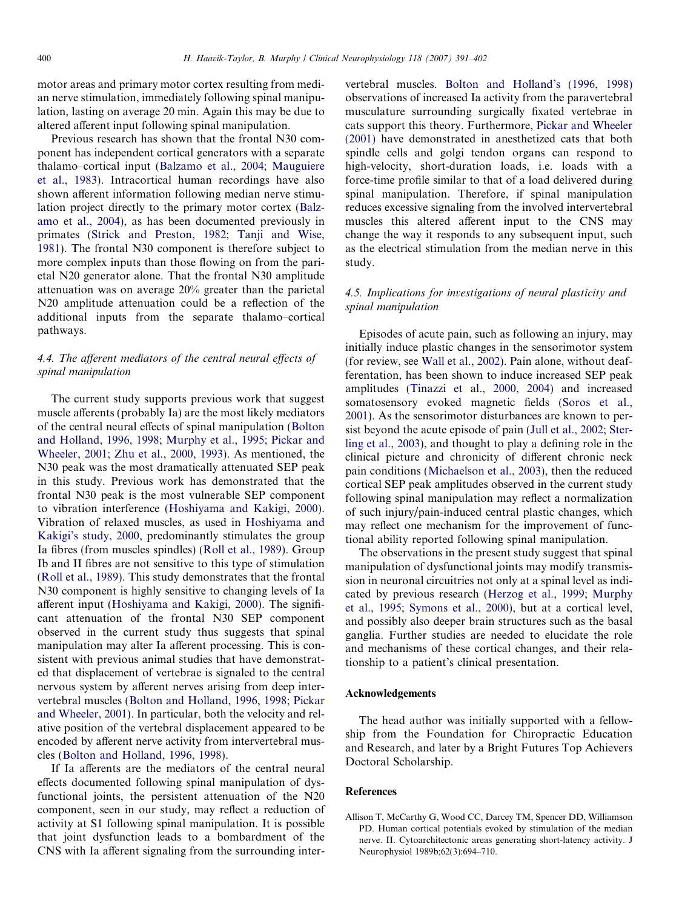motor areas and primary motor cortex resulting from median nerve stimulation, immediately following spinal manipulation, lasting on average 20 min. Again this may be due to altered afferent input following spinal manipulation.

Previous research has shown that the frontal N30 component has independent cortical generators with a separate thalamo–cortical input (Balzamo et al., 2004; Mauguiere et al., 1983). Intracortical human recordings have also shown afferent information following median nerve stimulation project directly to the primary motor cortex (Balzamo et al., 2004), as has been documented previously in primates (Strick and Preston, 1982; Tanji and Wise, 1981). The frontal N30 component is therefore subject to more complex inputs than those flowing on from the parietal N20 generator alone. That the frontal N30 amplitude attenuation was on average 20% greater than the parietal N20 amplitude attenuation could be a reflection of the additional inputs from the separate thalamo–cortical pathways.

### 4.4. The afferent mediators of the central neural effects of spinal manipulation

The current study supports previous work that suggest muscle afferents (probably Ia) are the most likely mediators of the central neural effects of spinal manipulation (Bolton and Holland, 1996, 1998; Murphy et al., 1995; Pickar and Wheeler, 2001; Zhu et al., 2000, 1993). As mentioned, the N30 peak was the most dramatically attenuated SEP peak in this study. Previous work has demonstrated that the frontal N30 peak is the most vulnerable SEP component to vibration interference (Hoshiyama and Kakigi, 2000). Vibration of relaxed muscles, as used in Hoshiyama and Kakigi's study, 2000, predominantly stimulates the group Ia fibres (from muscles spindles) (Roll et al., 1989). Group Ib and II fibres are not sensitive to this type of stimulation (Roll et al., 1989). This study demonstrates that the frontal N30 component is highly sensitive to changing levels of Ia afferent input (Hoshiyama and Kakigi, 2000). The significant attenuation of the frontal N30 SEP component observed in the current study thus suggests that spinal manipulation may alter Ia afferent processing. This is consistent with previous animal studies that have demonstrated that displacement of vertebrae is signaled to the central nervous system by afferent nerves arising from deep intervertebral muscles (Bolton and Holland, 1996, 1998; Pickar and Wheeler, 2001). In particular, both the velocity and relative position of the vertebral displacement appeared to be encoded by afferent nerve activity from intervertebral muscles (Bolton and Holland, 1996, 1998).

If Ia afferents are the mediators of the central neural effects documented following spinal manipulation of dysfunctional joints, the persistent attenuation of the N20 component, seen in our study, may reflect a reduction of activity at S1 following spinal manipulation. It is possible that joint dysfunction leads to a bombardment of the CNS with Ia afferent signaling from the surrounding intervertebral muscles. Bolton and Holland's (1996, 1998) observations of increased Ia activity from the paravertebral musculature surrounding surgically fixated vertebrae in cats support this theory. Furthermore, Pickar and Wheeler (2001) have demonstrated in anesthetized cats that both spindle cells and golgi tendon organs can respond to high-velocity, short-duration loads, i.e. loads with a force-time profile similar to that of a load delivered during spinal manipulation. Therefore, if spinal manipulation reduces excessive signaling from the involved intervertebral muscles this altered afferent input to the CNS may change the way it responds to any subsequent input, such as the electrical stimulation from the median nerve in this study.

### 4.5. Implications for investigations of neural plasticity and spinal manipulation

Episodes of acute pain, such as following an injury, may initially induce plastic changes in the sensorimotor system (for review, see Wall et al., 2002). Pain alone, without deafferentation, has been shown to induce increased SEP peak amplitudes (Tinazzi et al., 2000, 2004) and increased somatosensory evoked magnetic fields (Soros et al., 2001). As the sensorimotor disturbances are known to persist beyond the acute episode of pain (Jull et al., 2002; Sterling et al., 2003), and thought to play a defining role in the clinical picture and chronicity of different chronic neck pain conditions (Michaelson et al., 2003), then the reduced cortical SEP peak amplitudes observed in the current study following spinal manipulation may reflect a normalization of such injury/pain-induced central plastic changes, which may reflect one mechanism for the improvement of functional ability reported following spinal manipulation.

The observations in the present study suggest that spinal manipulation of dysfunctional joints may modify transmission in neuronal circuitries not only at a spinal level as indicated by previous research (Herzog et al., 1999; Murphy et al., 1995; Symons et al., 2000), but at a cortical level, and possibly also deeper brain structures such as the basal ganglia. Further studies are needed to elucidate the role and mechanisms of these cortical changes, and their relationship to a patient's clinical presentation.

## Acknowledgements

The head author was initially supported with a fellowship from the Foundation for Chiropractic Education and Research, and later by a Bright Futures Top Achievers Doctoral Scholarship.

## References

Allison T, McCarthy G, Wood CC, Darcey TM, Spencer DD, Williamson PD. Human cortical potentials evoked by stimulation of the median nerve. II. Cytoarchitectonic areas generating short-latency activity. J Neurophysiol 1989b;62(3):694–710.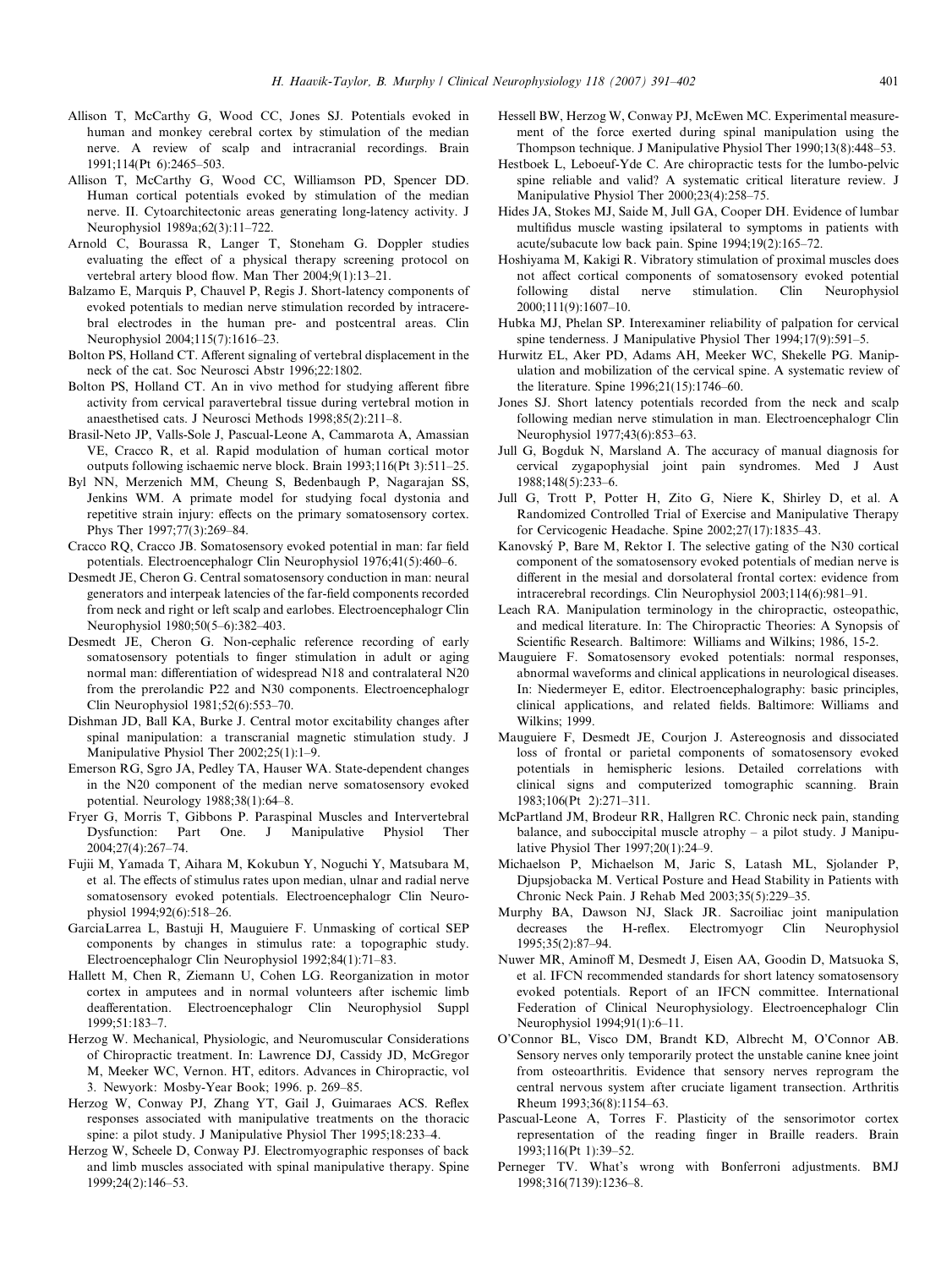Allison T, McCarthy G, Wood CC, Jones SJ. Potentials evoked in human and monkey cerebral cortex by stimulation of the median nerve. A review of scalp and intracranial recordings. Brain 1991;114(Pt 6):2465–503.

Allison T, McCarthy G, Wood CC, Williamson PD, Spencer DD. Human cortical potentials evoked by stimulation of the median nerve. II. Cytoarchitectonic areas generating long-latency activity. J Neurophysiol 1989a;62(3):11–722.

Arnold C, Bourassa R, Langer T, Stoneham G. Doppler studies evaluating the effect of a physical therapy screening protocol on vertebral artery blood flow. Man Ther 2004;9(1):13–21.

Balzamo E, Marquis P, Chauvel P, Regis J. Short-latency components of evoked potentials to median nerve stimulation recorded by intracerebral electrodes in the human pre- and postcentral areas. Clin Neurophysiol 2004;115(7):1616–23.

Bolton PS, Holland CT. Afferent signaling of vertebral displacement in the neck of the cat. Soc Neurosci Abstr 1996;22:1802.

Bolton PS, Holland CT. An in vivo method for studying afferent fibre activity from cervical paravertebral tissue during vertebral motion in anaesthetised cats. J Neurosci Methods 1998;85(2):211–8.

Brasil-Neto JP, Valls-Sole J, Pascual-Leone A, Cammarota A, Amassian VE, Cracco R, et al. Rapid modulation of human cortical motor outputs following ischaemic nerve block. Brain 1993;116(Pt 3):511–25.

Byl NN, Merzenich MM, Cheung S, Bedenbaugh P, Nagarajan SS, Jenkins WM. A primate model for studying focal dystonia and repetitive strain injury: effects on the primary somatosensory cortex. Phys Ther 1997;77(3):269–84.

Cracco RQ, Cracco JB. Somatosensory evoked potential in man: far field potentials. Electroencephalogr Clin Neurophysiol 1976;41(5):460–6.

Desmedt JE, Cheron G. Central somatosensory conduction in man: neural generators and interpeak latencies of the far-field components recorded from neck and right or left scalp and earlobes. Electroencephalogr Clin Neurophysiol 1980;50(5–6):382–403.

Desmedt JE, Cheron G. Non-cephalic reference recording of early somatosensory potentials to finger stimulation in adult or aging normal man: differentiation of widespread N18 and contralateral N20 from the prerolandic P22 and N30 components. Electroencephalogr Clin Neurophysiol 1981;52(6):553–70.

Dishman JD, Ball KA, Burke J. Central motor excitability changes after spinal manipulation: a transcranial magnetic stimulation study. J Manipulative Physiol Ther 2002;25(1):1–9.

Emerson RG, Sgro JA, Pedley TA, Hauser WA. State-dependent changes in the N20 component of the median nerve somatosensory evoked potential. Neurology 1988;38(1):64–8.

Fryer G, Morris T, Gibbons P. Paraspinal Muscles and Intervertebral Dysfunction: Part One. J Manipulative Physiol Ther 2004;27(4):267–74.

Fujii M, Yamada T, Aihara M, Kokubun Y, Noguchi Y, Matsubara M, et al. The effects of stimulus rates upon median, ulnar and radial nerve somatosensory evoked potentials. Electroencephalogr Clin Neurophysiol 1994;92(6):518–26.

GarciaLarrea L, Bastuji H, Mauguiere F. Unmasking of cortical SEP components by changes in stimulus rate: a topographic study. Electroencephalogr Clin Neurophysiol 1992;84(1):71–83.

Hallett M, Chen R, Ziemann U, Cohen LG. Reorganization in motor cortex in amputees and in normal volunteers after ischemic limb deafferentation. Electroencephalogr Clin Neurophysiol Suppl 1999;51:183–7.

Herzog W. Mechanical, Physiologic, and Neuromuscular Considerations of Chiropractic treatment. In: Lawrence DJ, Cassidy JD, McGregor M, Meeker WC, Vernon. HT, editors. Advances in Chiropractic, vol 3. Newyork: Mosby-Year Book; 1996. p. 269–85.

Herzog W, Conway PJ, Zhang YT, Gail J, Guimaraes ACS. Reflex responses associated with manipulative treatments on the thoracic spine: a pilot study. J Manipulative Physiol Ther 1995;18:233–4.

Herzog W, Scheele D, Conway PJ. Electromyographic responses of back and limb muscles associated with spinal manipulative therapy. Spine 1999;24(2):146–53.

Hessell BW, Herzog W, Conway PJ, McEwen MC. Experimental measurement of the force exerted during spinal manipulation using the Thompson technique. J Manipulative Physiol Ther 1990;13(8):448–53.

Hestboek L, Leboeuf-Yde C. Are chiropractic tests for the lumbo-pelvic spine reliable and valid? A systematic critical literature review. J Manipulative Physiol Ther 2000;23(4):258–75.

Hides JA, Stokes MJ, Saide M, Jull GA, Cooper DH. Evidence of lumbar multifidus muscle wasting ipsilateral to symptoms in patients with acute/subacute low back pain. Spine 1994;19(2):165–72.

Hoshiyama M, Kakigi R. Vibratory stimulation of proximal muscles does not affect cortical components of somatosensory evoked potential following distal nerve stimulation. Clin Neurophysiol 2000;111(9):1607–10.

Hubka MJ, Phelan SP. Interexaminer reliability of palpation for cervical spine tenderness. J Manipulative Physiol Ther 1994;17(9):591–5.

Hurwitz EL, Aker PD, Adams AH, Meeker WC, Shekelle PG. Manipulation and mobilization of the cervical spine. A systematic review of the literature. Spine 1996;21(15):1746–60.

Jones SJ. Short latency potentials recorded from the neck and scalp following median nerve stimulation in man. Electroencephalogr Clin Neurophysiol 1977;43(6):853–63.

Jull G, Bogduk N, Marsland A. The accuracy of manual diagnosis for cervical zygapophysial joint pain syndromes. Med J Aust 1988;148(5):233–6.

Jull G, Trott P, Potter H, Zito G, Niere K, Shirley D, et al. A Randomized Controlled Trial of Exercise and Manipulative Therapy for Cervicogenic Headache. Spine 2002;27(17):1835–43.

Kanovský P, Bare M, Rektor I. The selective gating of the N30 cortical component of the somatosensory evoked potentials of median nerve is different in the mesial and dorsolateral frontal cortex: evidence from intracerebral recordings. Clin Neurophysiol 2003;114(6):981–91.

Leach RA. Manipulation terminology in the chiropractic, osteopathic, and medical literature. In: The Chiropractic Theories: A Synopsis of Scientific Research. Baltimore: Williams and Wilkins; 1986, 15-2.

Mauguiere F. Somatosensory evoked potentials: normal responses, abnormal waveforms and clinical applications in neurological diseases. In: Niedermeyer E, editor. Electroencephalography: basic principles, clinical applications, and related fields. Baltimore: Williams and Wilkins; 1999.

Mauguiere F, Desmedt JE, Courjon J. Astereognosis and dissociated loss of frontal or parietal components of somatosensory evoked potentials in hemispheric lesions. Detailed correlations with clinical signs and computerized tomographic scanning. Brain 1983;106(Pt 2):271–311.

McPartland JM, Brodeur RR, Hallgren RC. Chronic neck pain, standing balance, and suboccipital muscle atrophy – a pilot study. J Manipulative Physiol Ther 1997;20(1):24–9.

Michaelson P, Michaelson M, Jaric S, Latash ML, Sjolander P, Djupsjobacka M. Vertical Posture and Head Stability in Patients with Chronic Neck Pain. J Rehab Med 2003;35(5):229–35.

Murphy BA, Dawson NJ, Slack JR. Sacroiliac joint manipulation decreases the H-reflex. Electromyogr Clin Neurophysiol 1995;35(2):87–94.

Nuwer MR, Aminoff M, Desmedt J, Eisen AA, Goodin D, Matsuoka S, et al. IFCN recommended standards for short latency somatosensory evoked potentials. Report of an IFCN committee. International Federation of Clinical Neurophysiology. Electroencephalogr Clin Neurophysiol 1994;91(1):6–11.

O'Connor BL, Visco DM, Brandt KD, Albrecht M, O'Connor AB. Sensory nerves only temporarily protect the unstable canine knee joint from osteoarthritis. Evidence that sensory nerves reprogram the central nervous system after cruciate ligament transection. Arthritis Rheum 1993;36(8):1154–63.

Pascual-Leone A, Torres F. Plasticity of the sensorimotor cortex representation of the reading finger in Braille readers. Brain 1993;116(Pt 1):39–52.

Perneger TV. What's wrong with Bonferroni adjustments. BMJ 1998;316(7139):1236–8.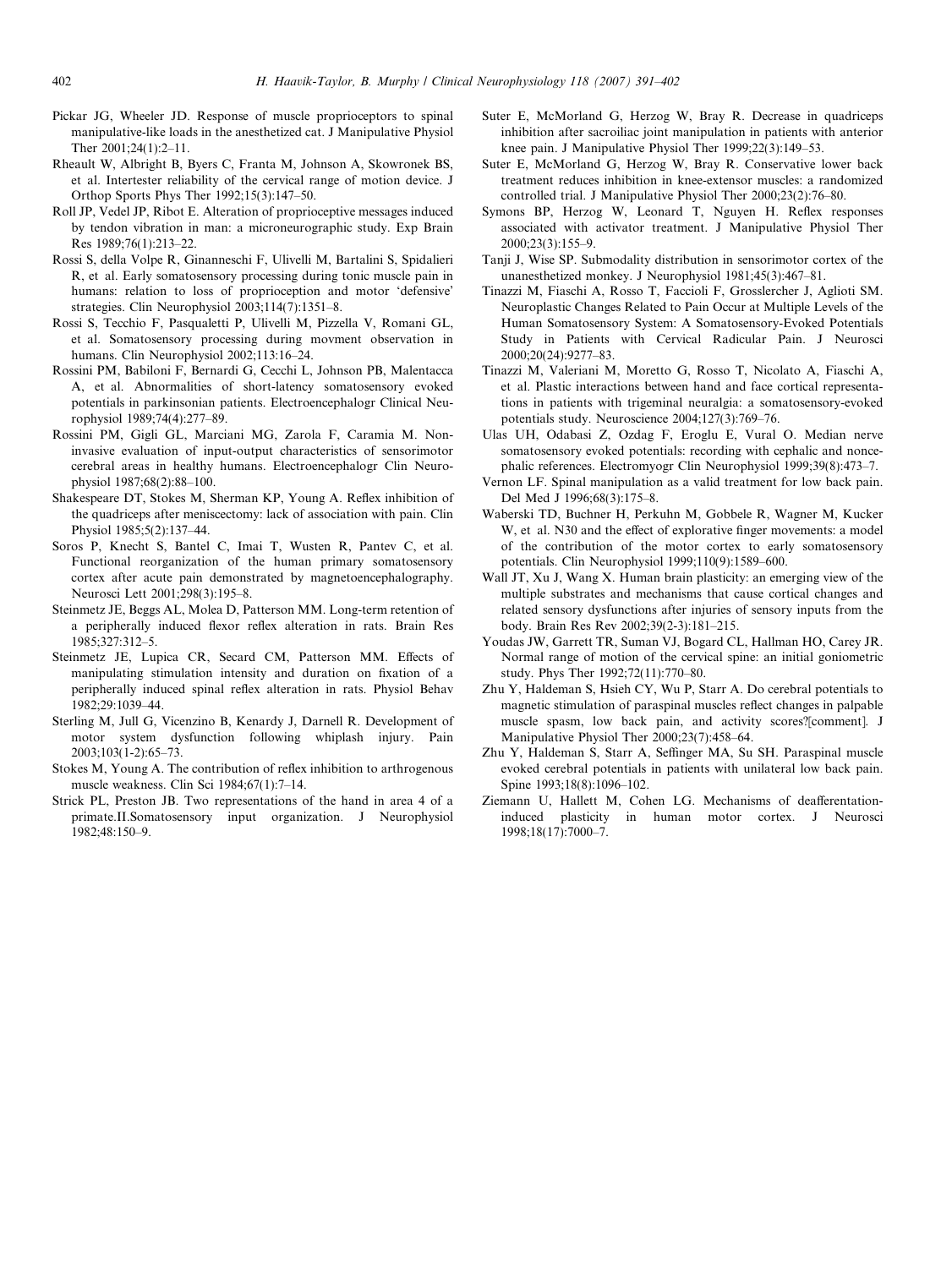Pickar JG, Wheeler JD. Response of muscle proprioceptors to spinal manipulative-like loads in the anesthetized cat. J Manipulative Physiol Ther 2001;24(1):2–11.

Rheault W, Albright B, Byers C, Franta M, Johnson A, Skowronek BS, et al. Intertester reliability of the cervical range of motion device. J Orthop Sports Phys Ther 1992;15(3):147–50.

Roll JP, Vedel JP, Ribot E. Alteration of proprioceptive messages induced by tendon vibration in man: a microneurographic study. Exp Brain Res 1989;76(1):213–22.

Rossi S, della Volpe R, Ginanneschi F, Ulivelli M, Bartalini S, Spidalieri R, et al. Early somatosensory processing during tonic muscle pain in humans: relation to loss of proprioception and motor 'defensive' strategies. Clin Neurophysiol 2003;114(7):1351–8.

Rossi S, Tecchio F, Pasqualetti P, Ulivelli M, Pizzella V, Romani GL, et al. Somatosensory processing during movment observation in humans. Clin Neurophysiol 2002;113:16–24.

Rossini PM, Babiloni F, Bernardi G, Cecchi L, Johnson PB, Malentacca A, et al. Abnormalities of short-latency somatosensory evoked potentials in parkinsonian patients. Electroencephalogr Clinical Neurophysiol 1989;74(4):277–89.

Rossini PM, Gigli GL, Marciani MG, Zarola F, Caramia M. Non-invasive evaluation of input-output characteristics of sensorimotor cerebral areas in healthy humans. Electroencephalogr Clin Neurophysiol 1987;68(2):88–100.

Shakespeare DT, Stokes M, Sherman KP, Young A. Reflex inhibition of the quadriceps after meniscectomy: lack of association with pain. Clin Physiol 1985;5(2):137–44.

Soros P, Knecht S, Bantel C, Imai T, Wusten R, Pantev C, et al. Functional reorganization of the human primary somatosensory cortex after acute pain demonstrated by magnetoencephalography. Neurosci Lett 2001;298(3):195–8.

Steinmetz JE, Beggs AL, Molea D, Patterson MM. Long-term retention of a peripherally induced flexor reflex alteration in rats. Brain Res 1985;327:312–5.

Steinmetz JE, Lupica CR, Secard CM, Patterson MM. Effects of manipulating stimulation intensity and duration on fixation of a peripherally induced spinal reflex alteration in rats. Physiol Behav 1982;29:1039–44.

Sterling M, Jull G, Vicenzino B, Kenardy J, Darnell R. Development of motor system dysfunction following whiplash injury. Pain 2003;103(1-2):65–73.

Stokes M, Young A. The contribution of reflex inhibition to arthrogenous muscle weakness. Clin Sci 1984;67(1):7–14.

Strick PL, Preston JB. Two representations of the hand in area 4 of a primate.II.Somatosensory input organization. J Neurophysiol 1982;48:150–9.

Suter E, McMorland G, Herzog W, Bray R. Decrease in quadriceps inhibition after sacroiliac joint manipulation in patients with anterior knee pain. J Manipulative Physiol Ther 1999;22(3):149–53.

Suter E, McMorland G, Herzog W, Bray R. Conservative lower back treatment reduces inhibition in knee-extensor muscles: a randomized controlled trial. J Manipulative Physiol Ther 2000;23(2):76–80.

Symons BP, Herzog W, Leonard T, Nguyen H. Reflex responses associated with activator treatment. J Manipulative Physiol Ther 2000;23(3):155–9.

Tanji J, Wise SP. Submodality distribution in sensorimotor cortex of the unanesthetized monkey. J Neurophysiol 1981;45(3):467–81.

Tinazzi M, Fiaschi A, Rosso T, Faccioli F, Grosslercher J, Aglioti SM. Neuroplastic Changes Related to Pain Occur at Multiple Levels of the Human Somatosensory System: A Somatosensory-Evoked Potentials Study in Patients with Cervical Radicular Pain. J Neurosci 2000;20(24):9277–83.

Tinazzi M, Valeriani M, Moretto G, Rosso T, Nicolato A, Fiaschi A, et al. Plastic interactions between hand and face cortical representations in patients with trigeminal neuralgia: a somatosensory-evoked potentials study. Neuroscience 2004;127(3):769–76.

Ulas UH, Odabasi Z, Ozdag F, Eroglu E, Vural O. Median nerve somatosensory evoked potentials: recording with cephalic and noncephalic references. Electromyogr Clin Neurophysiol 1999;39(8):473–7.

Vernon LF. Spinal manipulation as a valid treatment for low back pain. Del Med J 1996;68(3):175–8.

Waberski TD, Buchner H, Perkuhn M, Gobbele R, Wagner M, Kucker W, et al. N30 and the effect of explorative finger movements: a model of the contribution of the motor cortex to early somatosensory potentials. Clin Neurophysiol 1999;110(9):1589–600.

Wall JT, Xu J, Wang X. Human brain plasticity: an emerging view of the multiple substrates and mechanisms that cause cortical changes and related sensory dysfunctions after injuries of sensory inputs from the body. Brain Res Rev 2002;39(2-3):181–215.

Youdas JW, Garrett TR, Suman VJ, Bogard CL, Hallman HO, Carey JR. Normal range of motion of the cervical spine: an initial goniometric study. Phys Ther 1992;72(11):770–80.

Zhu Y, Haldeman S, Hsieh CY, Wu P, Starr A. Do cerebral potentials to magnetic stimulation of paraspinal muscles reflect changes in palpable muscle spasm, low back pain, and activity scores?[comment]. J Manipulative Physiol Ther 2000;23(7):458–64.

Zhu Y, Haldeman S, Starr A, Seffinger MA, Su SH. Paraspinal muscle evoked cerebral potentials in patients with unilateral low back pain. Spine 1993;18(8):1096–102.

Ziemann U, Hallett M, Cohen LG. Mechanisms of deafferentation-induced plasticity in human motor cortex. J Neurosci 1998;18(17):7000–7.